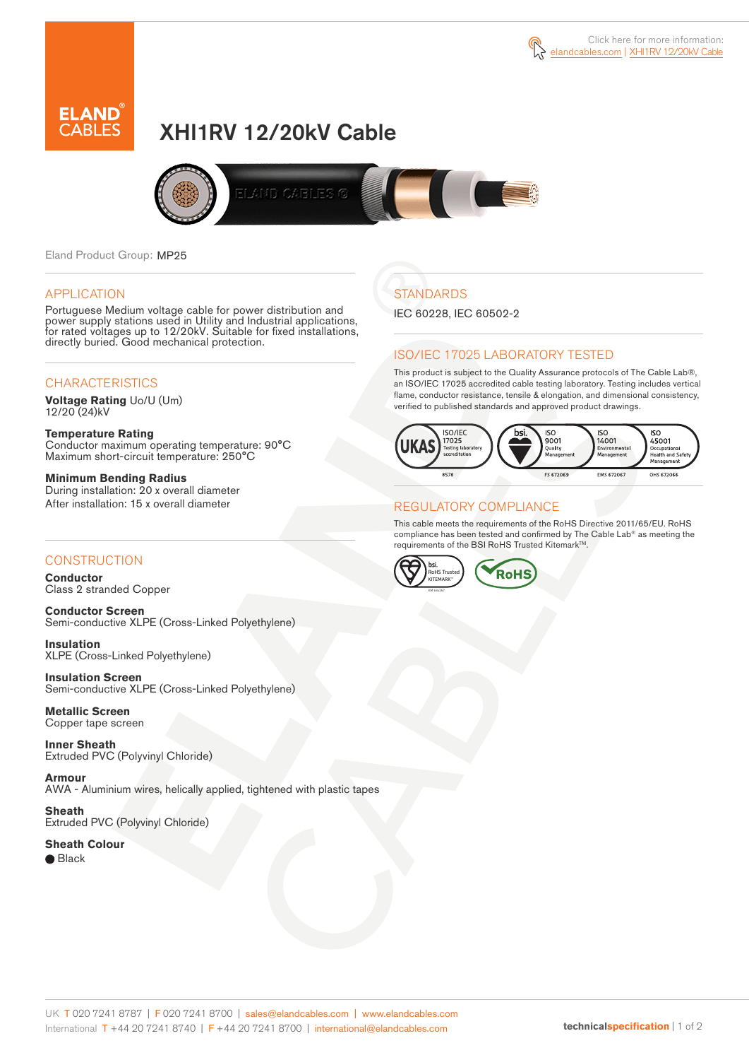Click here for more information: elandcables.com | XHI1RV 12/20kV Cable

# XHI1RV 12/20kV Cable

Eland Product Group: MP25

## APPLICATION

Portuguese Medium voltage cable for power distribution and power supply stations used in Utility and Industrial applications, for rated voltages up to 12/20kV. Suitable for fixed installations, directly buried. Good mechanical protection.

## CHARACTERISTICS

**Voltage Rating** Uo/U (Um)
12/20 (24)kV

**Temperature Rating**
Conductor maximum operating temperature: 90°C
Maximum short-circuit temperature: 250°C

**Minimum Bending Radius**
During installation: 20 x overall diameter
After installation: 15 x overall diameter

## CONSTRUCTION

**Conductor**
Class 2 stranded Copper

**Conductor Screen**
Semi-conductive XLPE (Cross-Linked Polyethylene)

**Insulation**
XLPE (Cross-Linked Polyethylene)

**Insulation Screen**
Semi-conductive XLPE (Cross-Linked Polyethylene)

**Metallic Screen**
Copper tape screen

**Inner Sheath**
Extruded PVC (Polyvinyl Chloride)

**Armour**
AWA - Aluminium wires, helically applied, tightened with plastic tapes

**Sheath**
Extruded PVC (Polyvinyl Chloride)

**Sheath Colour**
● Black

## STANDARDS

IEC 60228, IEC 60502-2

## ISO/IEC 17025 LABORATORY TESTED

This product is subject to the Quality Assurance protocols of The Cable Lab®, an ISO/IEC 17025 accredited cable testing laboratory. Testing includes vertical flame, conductor resistance, tensile & elongation, and dimensional consistency, verified to published standards and approved product drawings.

UKAS ISO/IEC 17025 Testing laboratory accreditation 8578 | bsi. ISO 9001 Quality Management FS 672069 | ISO 14001 Environmental Management EMS 672067 | ISO 45001 Occupational Health and Safety Management OHS 672066

## REGULATORY COMPLIANCE

This cable meets the requirements of the RoHS Directive 2011/65/EU. RoHS compliance has been tested and confirmed by The Cable Lab® as meeting the requirements of the BSI RoHS Trusted Kitemark™.

bsi. RoHS Trusted KITEMARK™ | RoHS

UK T 020 7241 8787 | F 020 7241 8700 | sales@elandcables.com | www.elandcables.com
International T +44 20 7241 8740 | F +44 20 7241 8700 | international@elandcables.com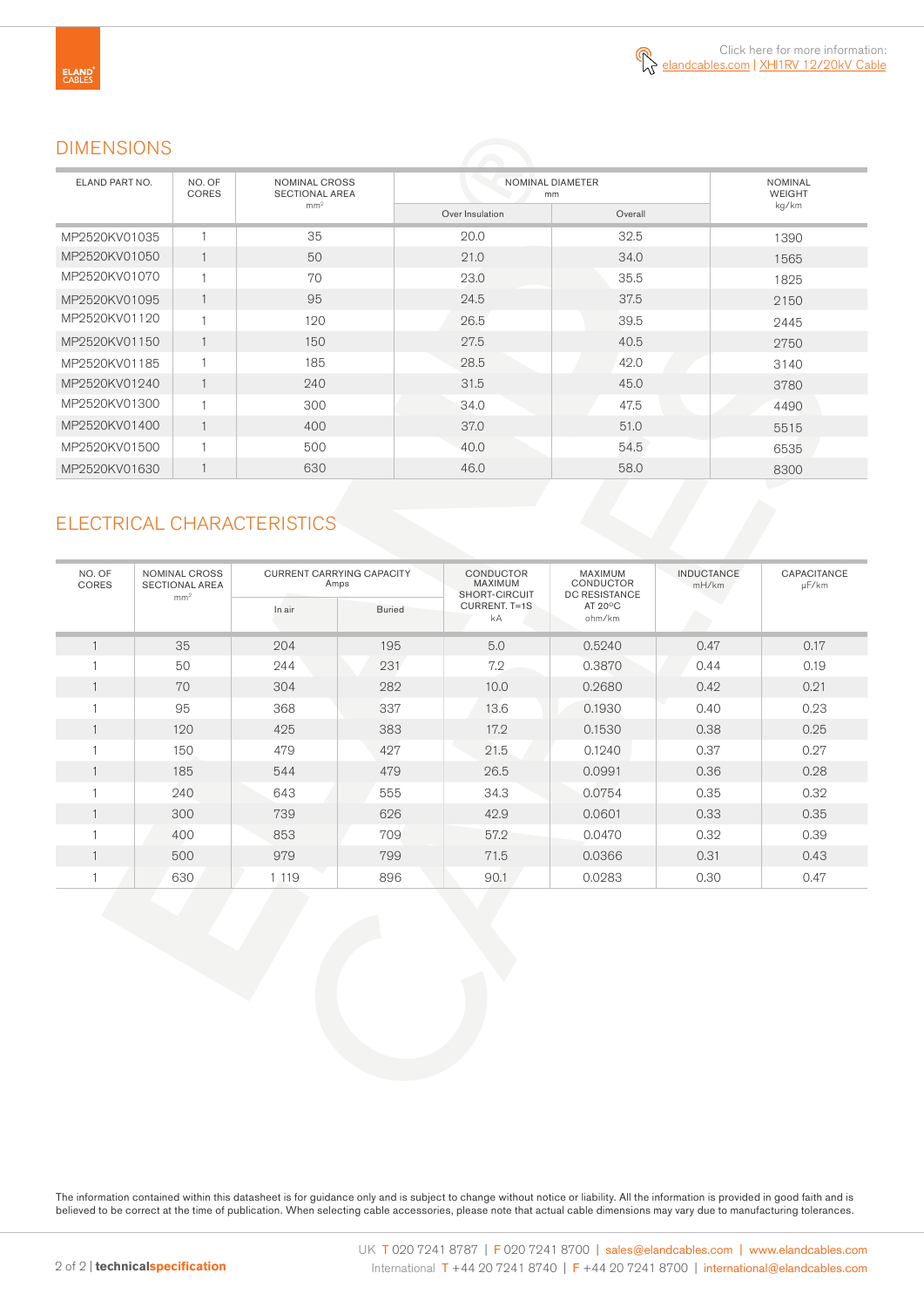Click here for more information: elandcables.com | XHI1RV 12/20kV Cable

## DIMENSIONS

| ELAND PART NO. | NO. OF CORES | NOMINAL CROSS SECTIONAL AREA mm² | NOMINAL DIAMETER mm | | NOMINAL WEIGHT kg/km |
|---|---|---|---|---|---|
| | | | Over Insulation | Overall | |
| MP2520KV01035 | 1 | 35 | 20.0 | 32.5 | 1390 |
| MP2520KV01050 | 1 | 50 | 21.0 | 34.0 | 1565 |
| MP2520KV01070 | 1 | 70 | 23.0 | 35.5 | 1825 |
| MP2520KV01095 | 1 | 95 | 24.5 | 37.5 | 2150 |
| MP2520KV01120 | 1 | 120 | 26.5 | 39.5 | 2445 |
| MP2520KV01150 | 1 | 150 | 27.5 | 40.5 | 2750 |
| MP2520KV01185 | 1 | 185 | 28.5 | 42.0 | 3140 |
| MP2520KV01240 | 1 | 240 | 31.5 | 45.0 | 3780 |
| MP2520KV01300 | 1 | 300 | 34.0 | 47.5 | 4490 |
| MP2520KV01400 | 1 | 400 | 37.0 | 51.0 | 5515 |
| MP2520KV01500 | 1 | 500 | 40.0 | 54.5 | 6535 |
| MP2520KV01630 | 1 | 630 | 46.0 | 58.0 | 8300 |

## ELECTRICAL CHARACTERISTICS

| NO. OF CORES | NOMINAL CROSS SECTIONAL AREA mm² | CURRENT CARRYING CAPACITY Amps | | CONDUCTOR MAXIMUM SHORT-CIRCUIT CURRENT. T=1S kA | MAXIMUM CONDUCTOR DC RESISTANCE AT 20ºC ohm/km | INDUCTANCE mH/km | CAPACITANCE µF/km |
|---|---|---|---|---|---|---|---|
| | | In air | Buried | | | | |
| 1 | 35 | 204 | 195 | 5.0 | 0.5240 | 0.47 | 0.17 |
| 1 | 50 | 244 | 231 | 7.2 | 0.3870 | 0.44 | 0.19 |
| 1 | 70 | 304 | 282 | 10.0 | 0.2680 | 0.42 | 0.21 |
| 1 | 95 | 368 | 337 | 13.6 | 0.1930 | 0.40 | 0.23 |
| 1 | 120 | 425 | 383 | 17.2 | 0.1530 | 0.38 | 0.25 |
| 1 | 150 | 479 | 427 | 21.5 | 0.1240 | 0.37 | 0.27 |
| 1 | 185 | 544 | 479 | 26.5 | 0.0991 | 0.36 | 0.28 |
| 1 | 240 | 643 | 555 | 34.3 | 0.0754 | 0.35 | 0.32 |
| 1 | 300 | 739 | 626 | 42.9 | 0.0601 | 0.33 | 0.35 |
| 1 | 400 | 853 | 709 | 57.2 | 0.0470 | 0.32 | 0.39 |
| 1 | 500 | 979 | 799 | 71.5 | 0.0366 | 0.31 | 0.43 |
| 1 | 630 | 1 119 | 896 | 90.1 | 0.0283 | 0.30 | 0.47 |

The information contained within this datasheet is for guidance only and is subject to change without notice or liability. All the information is provided in good faith and is believed to be correct at the time of publication. When selecting cable accessories, please note that actual cable dimensions may vary due to manufacturing tolerances.

UK T 020 7241 8787 | F 020 7241 8700 | sales@elandcables.com | www.elandcables.com
International T +44 20 7241 8740 | F +44 20 7241 8700 | international@elandcables.com